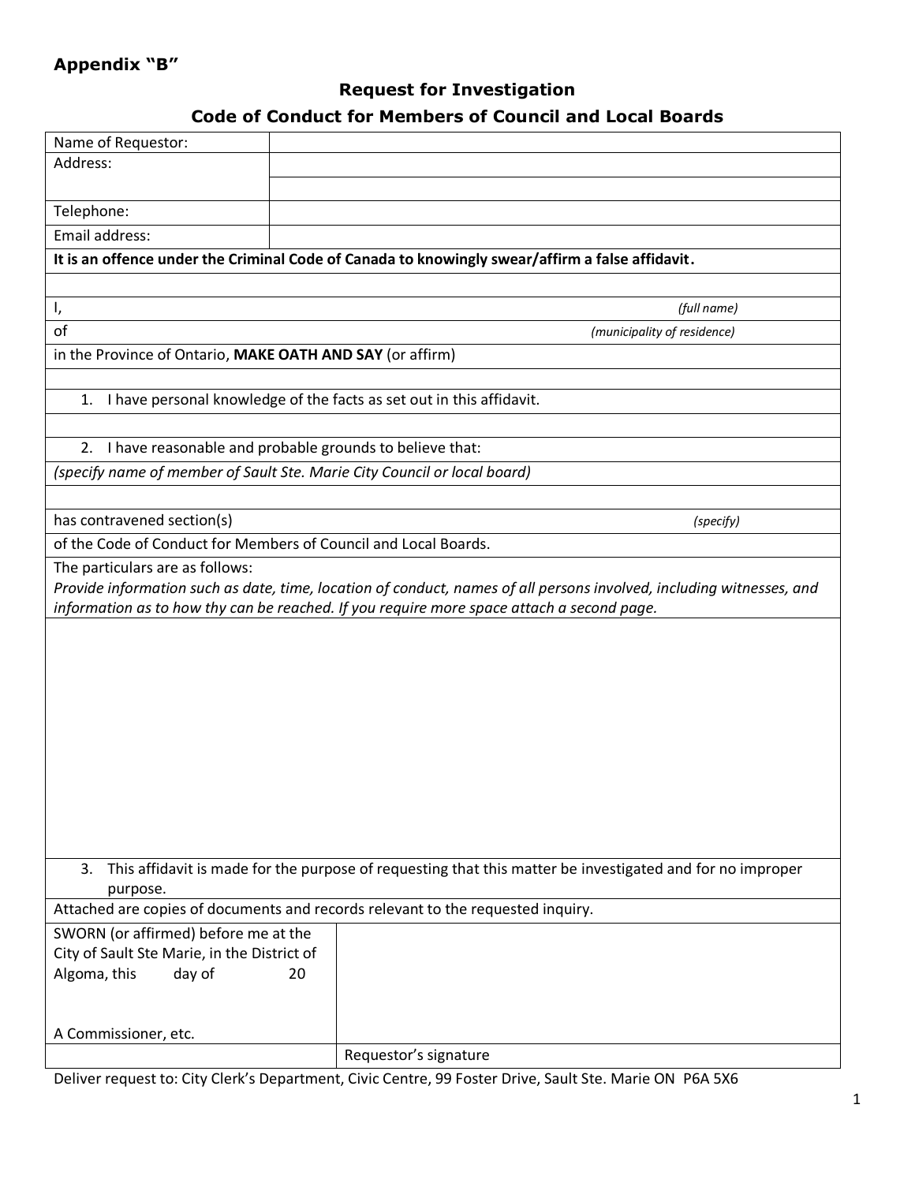**Appendix "B"**

## Request for Investigation

## Code of Conduct for Members of Council and Local Boards

| | |
|---|---|
| Name of Requestor: | |
| Address: | |
| | |
| Telephone: | |
| Email address: | |

**It is an offence under the Criminal Code of Canada to knowingly swear/affirm a false affidavit.**

I, *(full name)*

of *(municipality of residence)*

in the Province of Ontario, **MAKE OATH AND SAY** (or affirm)

1. I have personal knowledge of the facts as set out in this affidavit.

2. I have reasonable and probable grounds to believe that:

*(specify name of member of Sault Ste. Marie City Council or local board)*

has contravened section(s) *(specify)*

of the Code of Conduct for Members of Council and Local Boards.

The particulars are as follows:
*Provide information such as date, time, location of conduct, names of all persons involved, including witnesses, and information as to how thy can be reached. If you require more space attach a second page.*

3. This affidavit is made for the purpose of requesting that this matter be investigated and for no improper purpose.

Attached are copies of documents and records relevant to the requested inquiry.

| | |
|---|---|
| SWORN (or affirmed) before me at the City of Sault Ste Marie, in the District of Algoma, this day of 20<br><br>A Commissioner, etc. | |
| | Requestor's signature |

Deliver request to: City Clerk's Department, Civic Centre, 99 Foster Drive, Sault Ste. Marie ON P6A 5X6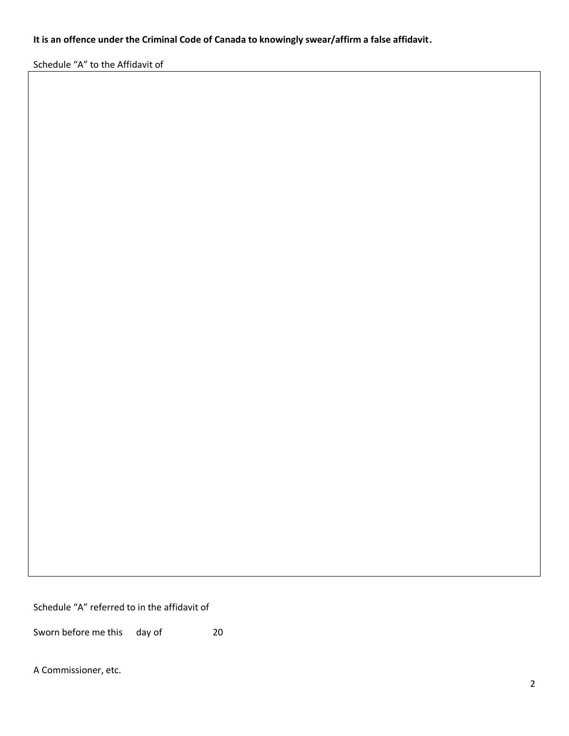**It is an offence under the Criminal Code of Canada to knowingly swear/affirm a false affidavit.**

Schedule “A” to the Affidavit of

Schedule “A” referred to in the affidavit of

Sworn before me this day of 20

A Commissioner, etc.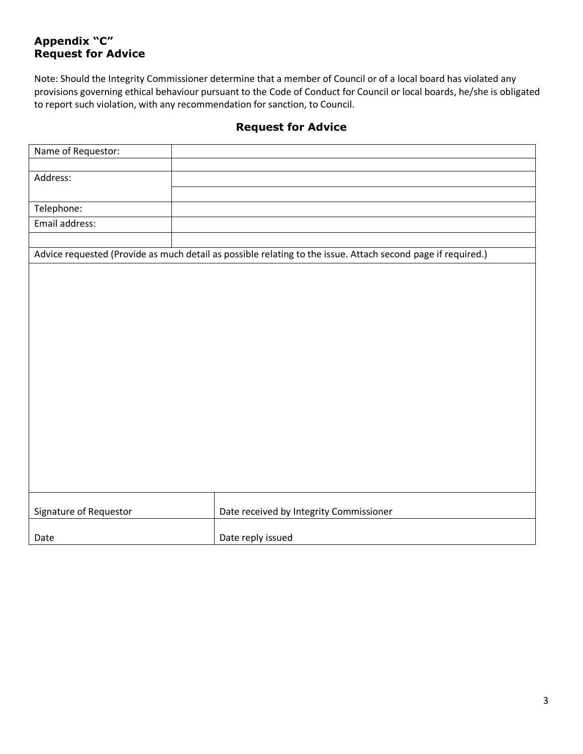## Appendix "C"
## Request for Advice

Note: Should the Integrity Commissioner determine that a member of Council or of a local board has violated any provisions governing ethical behaviour pursuant to the Code of Conduct for Council or local boards, he/she is obligated to report such violation, with any recommendation for sanction, to Council.

### Request for Advice

| | |
|---|---|
| Name of Requestor: | |
| | |
| Address: | |
| | |
| Telephone: | |
| Email address: | |
| | |
| Advice requested (Provide as much detail as possible relating to the issue. Attach second page if required.) | |
| | |
| Signature of Requestor | Date received by Integrity Commissioner |
| Date | Date reply issued |